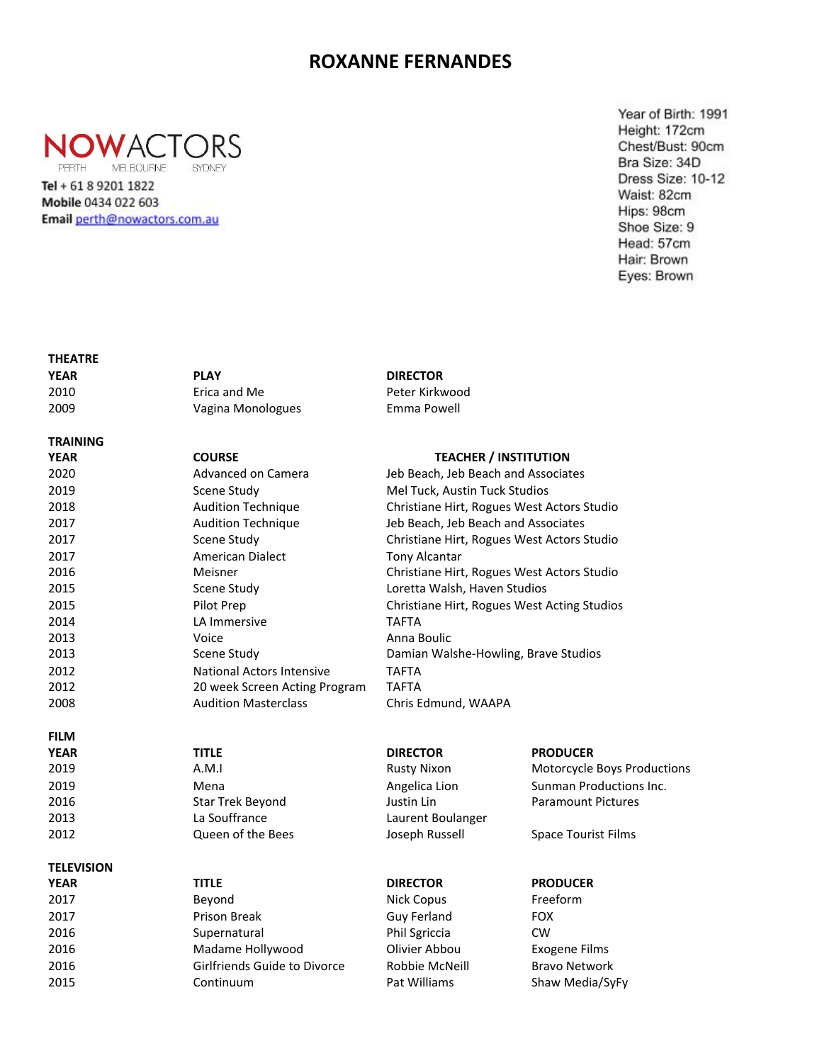# ROXANNE FERNANDES

NOWACTORS
PERTH MELBOURNE SYDNEY

**Tel** + 61 8 9201 1822
**Mobile** 0434 022 603
**Email** perth@nowactors.com.au

Year of Birth: 1991
Height: 172cm
Chest/Bust: 90cm
Bra Size: 34D
Dress Size: 10-12
Waist: 82cm
Hips: 98cm
Shoe Size: 9
Head: 57cm
Hair: Brown
Eyes: Brown

**THEATRE**

| YEAR | PLAY | DIRECTOR |
|---|---|---|
| 2010 | Erica and Me | Peter Kirkwood |
| 2009 | Vagina Monologues | Emma Powell |

**TRAINING**

| YEAR | COURSE | TEACHER / INSTITUTION |
|---|---|---|
| 2020 | Advanced on Camera | Jeb Beach, Jeb Beach and Associates |
| 2019 | Scene Study | Mel Tuck, Austin Tuck Studios |
| 2018 | Audition Technique | Christiane Hirt, Rogues West Actors Studio |
| 2017 | Audition Technique | Jeb Beach, Jeb Beach and Associates |
| 2017 | Scene Study | Christiane Hirt, Rogues West Actors Studio |
| 2017 | American Dialect | Tony Alcantar |
| 2016 | Meisner | Christiane Hirt, Rogues West Actors Studio |
| 2015 | Scene Study | Loretta Walsh, Haven Studios |
| 2015 | Pilot Prep | Christiane Hirt, Rogues West Acting Studios |
| 2014 | LA Immersive | TAFTA |
| 2013 | Voice | Anna Boulic |
| 2013 | Scene Study | Damian Walshe-Howling, Brave Studios |
| 2012 | National Actors Intensive | TAFTA |
| 2012 | 20 week Screen Acting Program | TAFTA |
| 2008 | Audition Masterclass | Chris Edmund, WAAPA |

**FILM**

| YEAR | TITLE | DIRECTOR | PRODUCER |
|---|---|---|---|
| 2019 | A.M.I | Rusty Nixon | Motorcycle Boys Productions |
| 2019 | Mena | Angelica Lion | Sunman Productions Inc. |
| 2016 | Star Trek Beyond | Justin Lin | Paramount Pictures |
| 2013 | La Souffrance | Laurent Boulanger | |
| 2012 | Queen of the Bees | Joseph Russell | Space Tourist Films |

**TELEVISION**

| YEAR | TITLE | DIRECTOR | PRODUCER |
|---|---|---|---|
| 2017 | Beyond | Nick Copus | Freeform |
| 2017 | Prison Break | Guy Ferland | FOX |
| 2016 | Supernatural | Phil Sgriccia | CW |
| 2016 | Madame Hollywood | Olivier Abbou | Exogene Films |
| 2016 | Girlfriends Guide to Divorce | Robbie McNeill | Bravo Network |
| 2015 | Continuum | Pat Williams | Shaw Media/SyFy |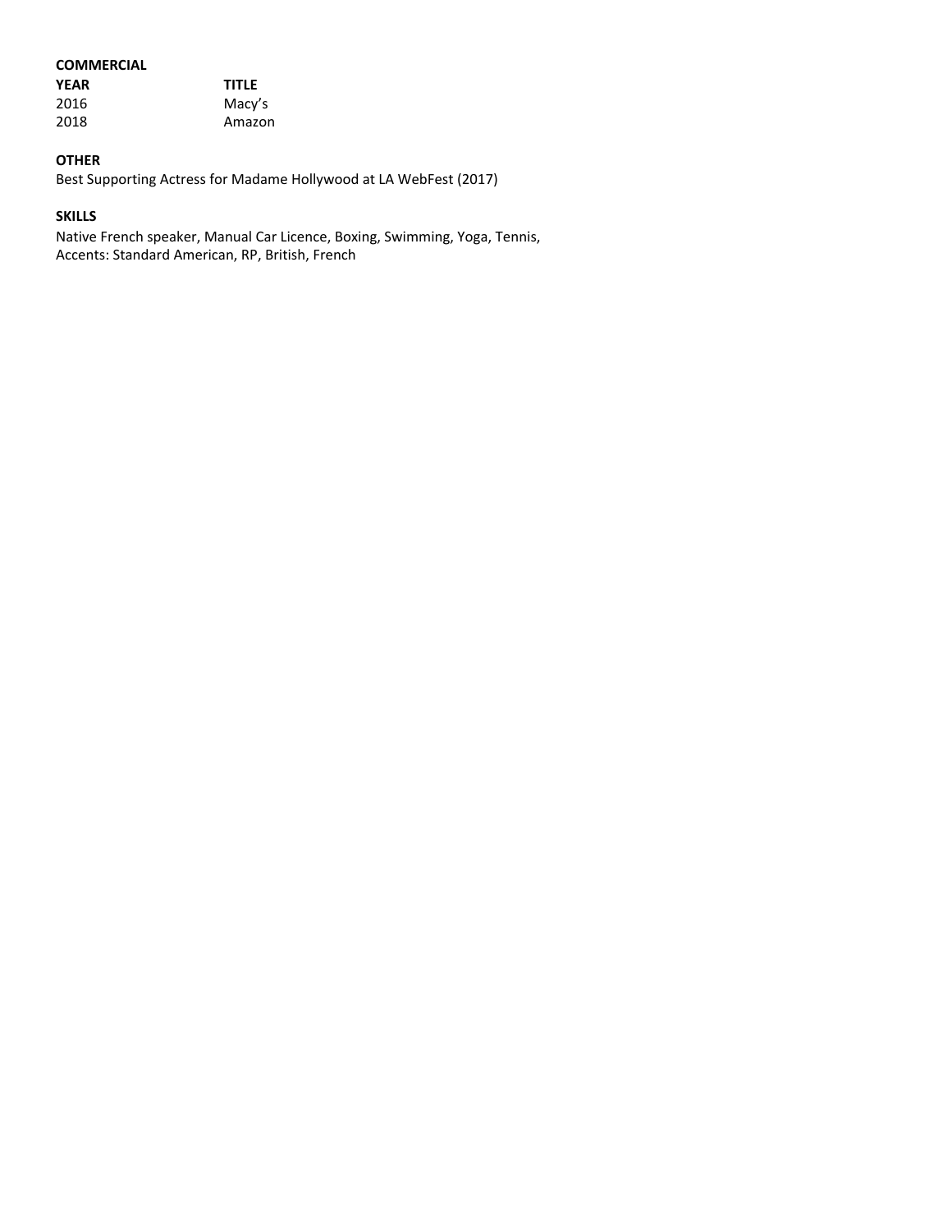**COMMERCIAL**

| YEAR | TITLE |
|---|---|
| 2016 | Macy’s |
| 2018 | Amazon |

**OTHER**

Best Supporting Actress for Madame Hollywood at LA WebFest (2017)

**SKILLS**

Native French speaker, Manual Car Licence, Boxing, Swimming, Yoga, Tennis,
Accents: Standard American, RP, British, French